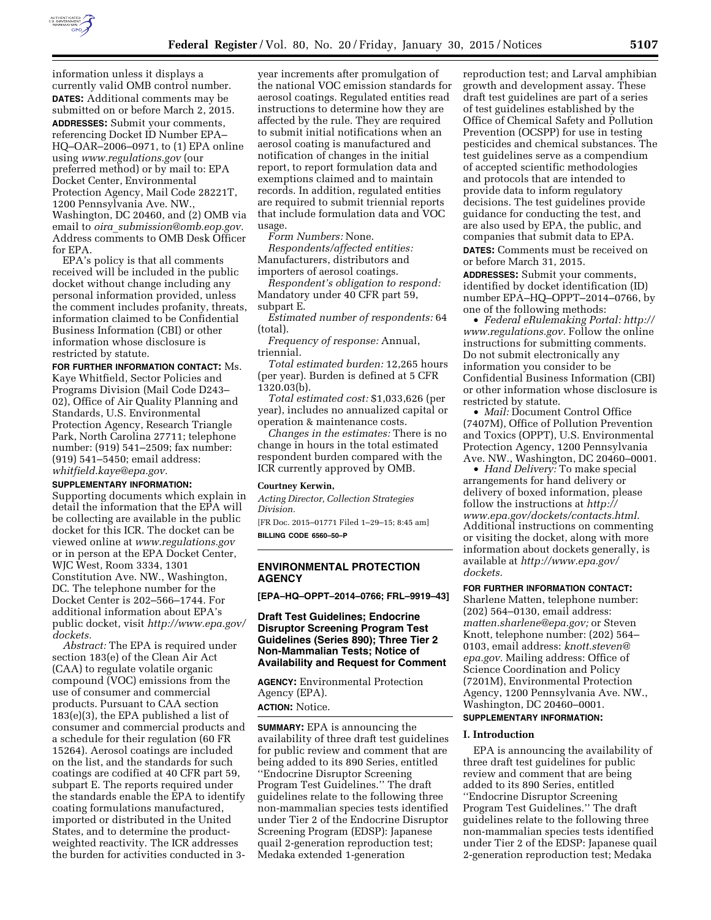information unless it displays a currently valid OMB control number.

**DATES:** Additional comments may be submitted on or before March 2, 2015.

**ADDRESSES:** Submit your comments, referencing Docket ID Number EPA–HQ–OAR–2006–0971, to (1) EPA online using *www.regulations.gov* (our preferred method) or by mail to: EPA Docket Center, Environmental Protection Agency, Mail Code 28221T, 1200 Pennsylvania Ave. NW., Washington, DC 20460, and (2) OMB via email to *oira_submission@omb.eop.gov.* Address comments to OMB Desk Officer for EPA.

EPA's policy is that all comments received will be included in the public docket without change including any personal information provided, unless the comment includes profanity, threats, information claimed to be Confidential Business Information (CBI) or other information whose disclosure is restricted by statute.

**FOR FURTHER INFORMATION CONTACT:** Ms. Kaye Whitfield, Sector Policies and Programs Division (Mail Code D243–02), Office of Air Quality Planning and Standards, U.S. Environmental Protection Agency, Research Triangle Park, North Carolina 27711; telephone number: (919) 541–2509; fax number: (919) 541–5450; email address: *whitfield.kaye@epa.gov.*

**SUPPLEMENTARY INFORMATION:** Supporting documents which explain in detail the information that the EPA will be collecting are available in the public docket for this ICR. The docket can be viewed online at *www.regulations.gov* or in person at the EPA Docket Center, WJC West, Room 3334, 1301 Constitution Ave. NW., Washington, DC. The telephone number for the Docket Center is 202–566–1744. For additional information about EPA's public docket, visit *http://www.epa.gov/dockets.*

*Abstract:* The EPA is required under section 183(e) of the Clean Air Act (CAA) to regulate volatile organic compound (VOC) emissions from the use of consumer and commercial products. Pursuant to CAA section 183(e)(3), the EPA published a list of consumer and commercial products and a schedule for their regulation (60 FR 15264). Aerosol coatings are included on the list, and the standards for such coatings are codified at 40 CFR part 59, subpart E. The reports required under the standards enable the EPA to identify coating formulations manufactured, imported or distributed in the United States, and to determine the product-weighted reactivity. The ICR addresses the burden for activities conducted in 3-year increments after promulgation of the national VOC emission standards for aerosol coatings. Regulated entities read instructions to determine how they are affected by the rule. They are required to submit initial notifications when an aerosol coating is manufactured and notification of changes in the initial report, to report formulation data and exemptions claimed and to maintain records. In addition, regulated entities are required to submit triennial reports that include formulation data and VOC usage.

*Form Numbers:* None.

*Respondents/affected entities:* Manufacturers, distributors and importers of aerosol coatings.

*Respondent's obligation to respond:* Mandatory under 40 CFR part 59, subpart E.

*Estimated number of respondents:* 64 (total).

*Frequency of response:* Annual, triennial.

*Total estimated burden:* 12,265 hours (per year). Burden is defined at 5 CFR 1320.03(b).

*Total estimated cost:* $1,033,626 (per year), includes no annualized capital or operation & maintenance costs.

*Changes in the estimates:* There is no change in hours in the total estimated respondent burden compared with the ICR currently approved by OMB.

**Courtney Kerwin,**

*Acting Director, Collection Strategies Division.*

[FR Doc. 2015–01771 Filed 1–29–15; 8:45 am]

**BILLING CODE 6560–50–P**

---

## ENVIRONMENTAL PROTECTION AGENCY

**[EPA–HQ–OPPT–2014–0766; FRL–9919–43]**

### Draft Test Guidelines; Endocrine Disruptor Screening Program Test Guidelines (Series 890); Three Tier 2 Non-Mammalian Tests; Notice of Availability and Request for Comment

**AGENCY:** Environmental Protection Agency (EPA).

**ACTION:** Notice.

**SUMMARY:** EPA is announcing the availability of three draft test guidelines for public review and comment that are being added to its 890 Series, entitled ''Endocrine Disruptor Screening Program Test Guidelines.'' The draft guidelines relate to the following three non-mammalian species tests identified under Tier 2 of the Endocrine Disruptor Screening Program (EDSP): Japanese quail 2-generation reproduction test; Medaka extended 1-generation reproduction test; and Larval amphibian growth and development assay. These draft test guidelines are part of a series of test guidelines established by the Office of Chemical Safety and Pollution Prevention (OCSPP) for use in testing pesticides and chemical substances. The test guidelines serve as a compendium of accepted scientific methodologies and protocols that are intended to provide data to inform regulatory decisions. The test guidelines provide guidance for conducting the test, and are also used by EPA, the public, and companies that submit data to EPA.

**DATES:** Comments must be received on or before March 31, 2015.

**ADDRESSES:** Submit your comments, identified by docket identification (ID) number EPA–HQ–OPPT–2014–0766, by one of the following methods:

- *Federal eRulemaking Portal: http://www.regulations.gov.* Follow the online instructions for submitting comments. Do not submit electronically any information you consider to be Confidential Business Information (CBI) or other information whose disclosure is restricted by statute.
- *Mail:* Document Control Office (7407M), Office of Pollution Prevention and Toxics (OPPT), U.S. Environmental Protection Agency, 1200 Pennsylvania Ave. NW., Washington, DC 20460–0001.
- *Hand Delivery:* To make special arrangements for hand delivery or delivery of boxed information, please follow the instructions at *http://www.epa.gov/dockets/contacts.html.*

Additional instructions on commenting or visiting the docket, along with more information about dockets generally, is available at *http://www.epa.gov/dockets.*

**FOR FURTHER INFORMATION CONTACT:** Sharlene Matten, telephone number: (202) 564–0130, email address: *matten.sharlene@epa.gov;* or Steven Knott, telephone number: (202) 564–0103, email address: *knott.steven@epa.gov.* Mailing address: Office of Science Coordination and Policy (7201M), Environmental Protection Agency, 1200 Pennsylvania Ave. NW., Washington, DC 20460–0001.

**SUPPLEMENTARY INFORMATION:**

#### I. Introduction

EPA is announcing the availability of three draft test guidelines for public review and comment that are being added to its 890 Series, entitled ''Endocrine Disruptor Screening Program Test Guidelines.'' The draft guidelines relate to the following three non-mammalian species tests identified under Tier 2 of the EDSP: Japanese quail 2-generation reproduction test; Medaka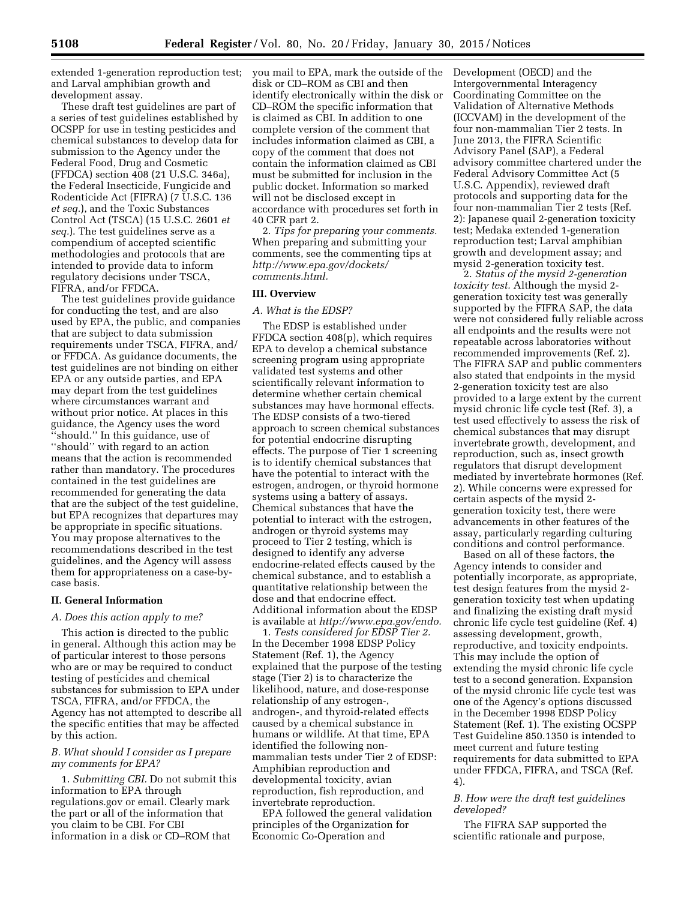extended 1-generation reproduction test; and Larval amphibian growth and development assay.

These draft test guidelines are part of a series of test guidelines established by OCSPP for use in testing pesticides and chemical substances to develop data for submission to the Agency under the Federal Food, Drug and Cosmetic (FFDCA) section 408 (21 U.S.C. 346a), the Federal Insecticide, Fungicide and Rodenticide Act (FIFRA) (7 U.S.C. 136 *et seq.*), and the Toxic Substances Control Act (TSCA) (15 U.S.C. 2601 *et seq.*). The test guidelines serve as a compendium of accepted scientific methodologies and protocols that are intended to provide data to inform regulatory decisions under TSCA, FIFRA, and/or FFDCA.

The test guidelines provide guidance for conducting the test, and are also used by EPA, the public, and companies that are subject to data submission requirements under TSCA, FIFRA, and/or FFDCA. As guidance documents, the test guidelines are not binding on either EPA or any outside parties, and EPA may depart from the test guidelines where circumstances warrant and without prior notice. At places in this guidance, the Agency uses the word ''should.'' In this guidance, use of ''should'' with regard to an action means that the action is recommended rather than mandatory. The procedures contained in the test guidelines are recommended for generating the data that are the subject of the test guideline, but EPA recognizes that departures may be appropriate in specific situations. You may propose alternatives to the recommendations described in the test guidelines, and the Agency will assess them for appropriateness on a case-by-case basis.

## II. General Information

### A. Does this action apply to me?

This action is directed to the public in general. Although this action may be of particular interest to those persons who are or may be required to conduct testing of pesticides and chemical substances for submission to EPA under TSCA, FIFRA, and/or FFDCA, the Agency has not attempted to describe all the specific entities that may be affected by this action.

### B. What should I consider as I prepare my comments for EPA?

1. *Submitting CBI.* Do not submit this information to EPA through regulations.gov or email. Clearly mark the part or all of the information that you claim to be CBI. For CBI information in a disk or CD–ROM that you mail to EPA, mark the outside of the disk or CD–ROM as CBI and then identify electronically within the disk or CD–ROM the specific information that is claimed as CBI. In addition to one complete version of the comment that includes information claimed as CBI, a copy of the comment that does not contain the information claimed as CBI must be submitted for inclusion in the public docket. Information so marked will not be disclosed except in accordance with procedures set forth in 40 CFR part 2.

2. *Tips for preparing your comments.* When preparing and submitting your comments, see the commenting tips at *http://www.epa.gov/dockets/comments.html.*

## III. Overview

### A. What is the EDSP?

The EDSP is established under FFDCA section 408(p), which requires EPA to develop a chemical substance screening program using appropriate validated test systems and other scientifically relevant information to determine whether certain chemical substances may have hormonal effects. The EDSP consists of a two-tiered approach to screen chemical substances for potential endocrine disrupting effects. The purpose of Tier 1 screening is to identify chemical substances that have the potential to interact with the estrogen, androgen, or thyroid hormone systems using a battery of assays. Chemical substances that have the potential to interact with the estrogen, androgen or thyroid systems may proceed to Tier 2 testing, which is designed to identify any adverse endocrine-related effects caused by the chemical substance, and to establish a quantitative relationship between the dose and that endocrine effect. Additional information about the EDSP is available at *http://www.epa.gov/endo.*

1. *Tests considered for EDSP Tier 2.* In the December 1998 EDSP Policy Statement (Ref. 1), the Agency explained that the purpose of the testing stage (Tier 2) is to characterize the likelihood, nature, and dose-response relationship of any estrogen-, androgen-, and thyroid-related effects caused by a chemical substance in humans or wildlife. At that time, EPA identified the following non-mammalian tests under Tier 2 of EDSP: Amphibian reproduction and developmental toxicity, avian reproduction, fish reproduction, and invertebrate reproduction.

EPA followed the general validation principles of the Organization for Economic Co-Operation and Development (OECD) and the Intergovernmental Interagency Coordinating Committee on the Validation of Alternative Methods (ICCVAM) in the development of the four non-mammalian Tier 2 tests. In June 2013, the FIFRA Scientific Advisory Panel (SAP), a Federal advisory committee chartered under the Federal Advisory Committee Act (5 U.S.C. Appendix), reviewed draft protocols and supporting data for the four non-mammalian Tier 2 tests (Ref. 2): Japanese quail 2-generation toxicity test; Medaka extended 1-generation reproduction test; Larval amphibian growth and development assay; and mysid 2-generation toxicity test.

2. *Status of the mysid 2-generation toxicity test.* Although the mysid 2-generation toxicity test was generally supported by the FIFRA SAP, the data were not considered fully reliable across all endpoints and the results were not repeatable across laboratories without recommended improvements (Ref. 2). The FIFRA SAP and public commenters also stated that endpoints in the mysid 2-generation toxicity test are also provided to a large extent by the current mysid chronic life cycle test (Ref. 3), a test used effectively to assess the risk of chemical substances that may disrupt invertebrate growth, development, and reproduction, such as, insect growth regulators that disrupt development mediated by invertebrate hormones (Ref. 2). While concerns were expressed for certain aspects of the mysid 2-generation toxicity test, there were advancements in other features of the assay, particularly regarding culturing conditions and control performance.

Based on all of these factors, the Agency intends to consider and potentially incorporate, as appropriate, test design features from the mysid 2-generation toxicity test when updating and finalizing the existing draft mysid chronic life cycle test guideline (Ref. 4) assessing development, growth, reproductive, and toxicity endpoints. This may include the option of extending the mysid chronic life cycle test to a second generation. Expansion of the mysid chronic life cycle test was one of the Agency's options discussed in the December 1998 EDSP Policy Statement (Ref. 1). The existing OCSPP Test Guideline 850.1350 is intended to meet current and future testing requirements for data submitted to EPA under FFDCA, FIFRA, and TSCA (Ref. 4).

### B. How were the draft test guidelines developed?

The FIFRA SAP supported the scientific rationale and purpose,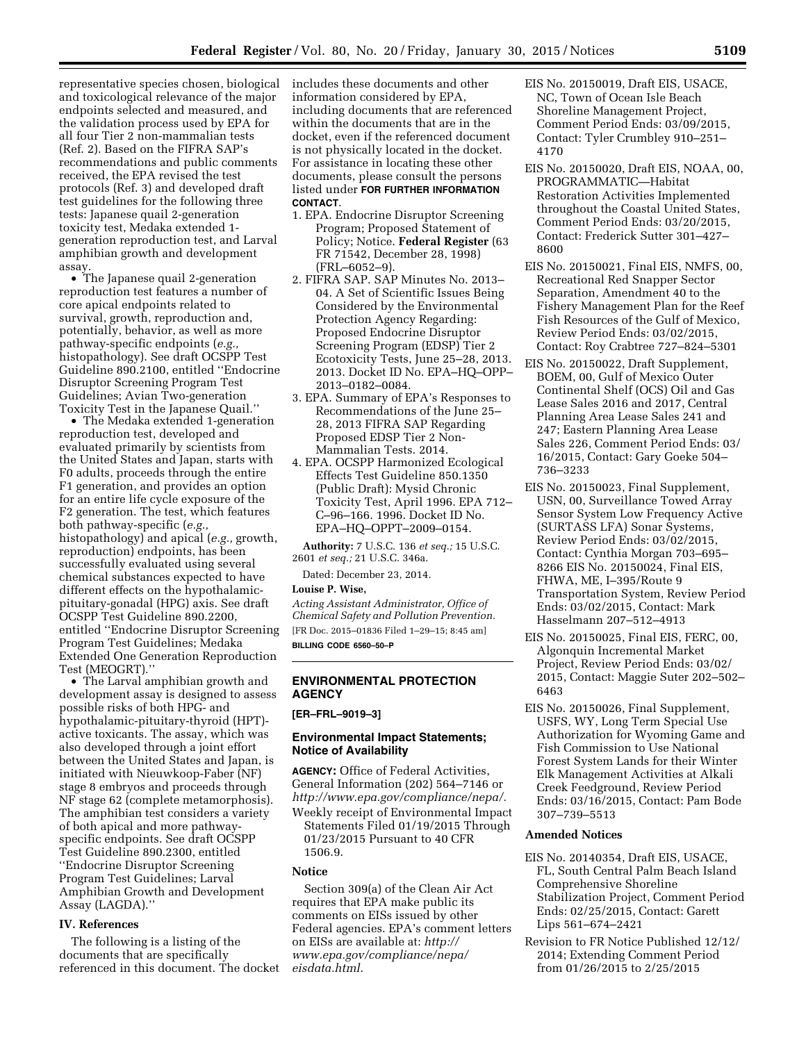representative species chosen, biological and toxicological relevance of the major endpoints selected and measured, and the validation process used by EPA for all four Tier 2 non-mammalian tests (Ref. 2). Based on the FIFRA SAP's recommendations and public comments received, the EPA revised the test protocols (Ref. 3) and developed draft test guidelines for the following three tests: Japanese quail 2-generation toxicity test, Medaka extended 1-generation reproduction test, and Larval amphibian growth and development assay.

• The Japanese quail 2-generation reproduction test features a number of core apical endpoints related to survival, growth, reproduction and, potentially, behavior, as well as more pathway-specific endpoints (*e.g.,* histopathology). See draft OCSPP Test Guideline 890.2100, entitled ''Endocrine Disruptor Screening Program Test Guidelines; Avian Two-generation Toxicity Test in the Japanese Quail.''

• The Medaka extended 1-generation reproduction test, developed and evaluated primarily by scientists from the United States and Japan, starts with F0 adults, proceeds through the entire F1 generation, and provides an option for an entire life cycle exposure of the F2 generation. The test, which features both pathway-specific (*e.g.,* histopathology) and apical (*e.g.,* growth, reproduction) endpoints, has been successfully evaluated using several chemical substances expected to have different effects on the hypothalamic-pituitary-gonadal (HPG) axis. See draft OCSPP Test Guideline 890.2200, entitled ''Endocrine Disruptor Screening Program Test Guidelines; Medaka Extended One Generation Reproduction Test (MEOGRT).''

• The Larval amphibian growth and development assay is designed to assess possible risks of both HPG- and hypothalamic-pituitary-thyroid (HPT)-active toxicants. The assay, which was also developed through a joint effort between the United States and Japan, is initiated with Nieuwkoop-Faber (NF) stage 8 embryos and proceeds through NF stage 62 (complete metamorphosis). The amphibian test considers a variety of both apical and more pathway-specific endpoints. See draft OCSPP Test Guideline 890.2300, entitled ''Endocrine Disruptor Screening Program Test Guidelines; Larval Amphibian Growth and Development Assay (LAGDA).''

## IV. References

The following is a listing of the documents that are specifically referenced in this document. The docket includes these documents and other information considered by EPA, including documents that are referenced within the documents that are in the docket, even if the referenced document is not physically located in the docket. For assistance in locating these other documents, please consult the persons listed under **FOR FURTHER INFORMATION CONTACT**.

1. EPA. Endocrine Disruptor Screening Program; Proposed Statement of Policy; Notice. **Federal Register** (63 FR 71542, December 28, 1998) (FRL–6052–9).
2. FIFRA SAP. SAP Minutes No. 2013–04. A Set of Scientific Issues Being Considered by the Environmental Protection Agency Regarding: Proposed Endocrine Disruptor Screening Program (EDSP) Tier 2 Ecotoxicity Tests, June 25–28, 2013. 2013. Docket ID No. EPA–HQ–OPP–2013–0182–0084.
3. EPA. Summary of EPA's Responses to Recommendations of the June 25–28, 2013 FIFRA SAP Regarding Proposed EDSP Tier 2 Non-Mammalian Tests. 2014.
4. EPA. OCSPP Harmonized Ecological Effects Test Guideline 850.1350 (Public Draft): Mysid Chronic Toxicity Test, April 1996. EPA 712–C–96–166. 1996. Docket ID No. EPA–HQ–OPPT–2009–0154.

**Authority:** 7 U.S.C. 136 *et seq.;* 15 U.S.C. 2601 *et seq.;* 21 U.S.C. 346a.

Dated: December 23, 2014.

**Louise P. Wise,**

*Acting Assistant Administrator, Office of Chemical Safety and Pollution Prevention.*

[FR Doc. 2015–01836 Filed 1–29–15; 8:45 am]

**BILLING CODE 6560–50–P**

## ENVIRONMENTAL PROTECTION AGENCY

**[ER–FRL–9019–3]**

### Environmental Impact Statements; Notice of Availability

**AGENCY:** Office of Federal Activities, General Information (202) 564–7146 or *http://www.epa.gov/compliance/nepa/.*

Weekly receipt of Environmental Impact Statements Filed 01/19/2015 Through 01/23/2015 Pursuant to 40 CFR 1506.9.

### Notice

Section 309(a) of the Clean Air Act requires that EPA make public its comments on EISs issued by other Federal agencies. EPA's comment letters on EISs are available at: *http://www.epa.gov/compliance/nepa/eisdata.html.*

EIS No. 20150019, Draft EIS, USACE, NC, Town of Ocean Isle Beach Shoreline Management Project, Comment Period Ends: 03/09/2015, Contact: Tyler Crumbley 910–251–4170

EIS No. 20150020, Draft EIS, NOAA, 00, PROGRAMMATIC—Habitat Restoration Activities Implemented throughout the Coastal United States, Comment Period Ends: 03/20/2015, Contact: Frederick Sutter 301–427–8600

EIS No. 20150021, Final EIS, NMFS, 00, Recreational Red Snapper Sector Separation, Amendment 40 to the Fishery Management Plan for the Reef Fish Resources of the Gulf of Mexico, Review Period Ends: 03/02/2015, Contact: Roy Crabtree 727–824–5301

EIS No. 20150022, Draft Supplement, BOEM, 00, Gulf of Mexico Outer Continental Shelf (OCS) Oil and Gas Lease Sales 2016 and 2017, Central Planning Area Lease Sales 241 and 247; Eastern Planning Area Lease Sales 226, Comment Period Ends: 03/16/2015, Contact: Gary Goeke 504–736–3233

EIS No. 20150023, Final Supplement, USN, 00, Surveillance Towed Array Sensor System Low Frequency Active (SURTASS LFA) Sonar Systems, Review Period Ends: 03/02/2015, Contact: Cynthia Morgan 703–695–8266 EIS No. 20150024, Final EIS, FHWA, ME, I–395/Route 9 Transportation System, Review Period Ends: 03/02/2015, Contact: Mark Hasselmann 207–512–4913

EIS No. 20150025, Final EIS, FERC, 00, Algonquin Incremental Market Project, Review Period Ends: 03/02/2015, Contact: Maggie Suter 202–502–6463

EIS No. 20150026, Final Supplement, USFS, WY, Long Term Special Use Authorization for Wyoming Game and Fish Commission to Use National Forest System Lands for their Winter Elk Management Activities at Alkali Creek Feedground, Review Period Ends: 03/16/2015, Contact: Pam Bode 307–739–5513

### Amended Notices

EIS No. 20140354, Draft EIS, USACE, FL, South Central Palm Beach Island Comprehensive Shoreline Stabilization Project, Comment Period Ends: 02/25/2015, Contact: Garett Lips 561–674–2421

Revision to FR Notice Published 12/12/2014; Extending Comment Period from 01/26/2015 to 2/25/2015